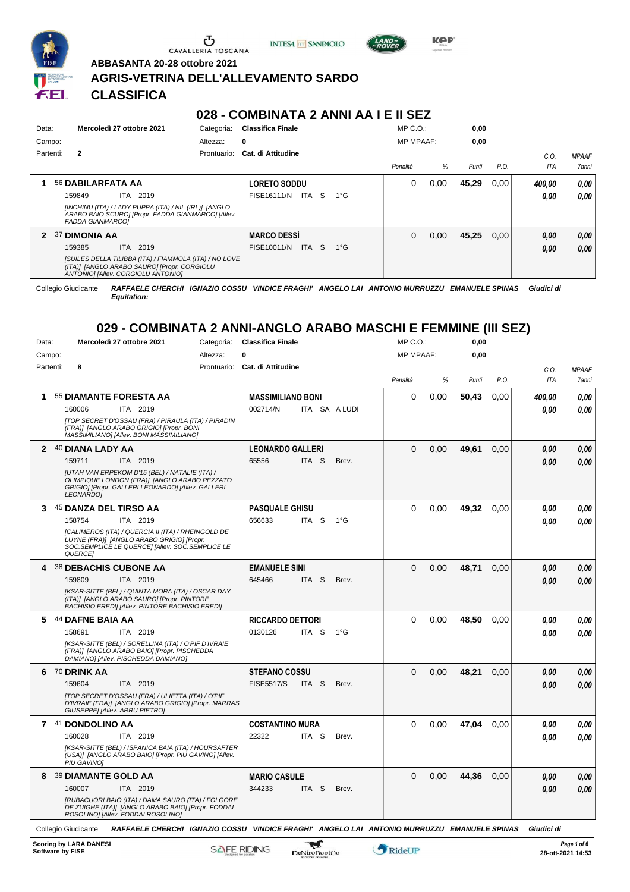**ABBASANTA 20-28 ottobre 2021**

## AGRIS-VETRINA DELL'ALLEVAMENTO SARDO

## CLASSIFICA

### 028 - COMBINATA 2 ANNI AA I E II SEZ

| | | | | | |
|---|---|---|---|---|---|
| Data: | Mercoledì 27 ottobre 2021 | Categoria: | Classifica Finale | MP C.O.: | 0,00 |
| Campo: | | Altezza: | 0 | MP MPAAF: | 0,00 |
| Partenti: | 2 | Prontuario: | Cat. di Attitudine | | |

| | Cavallo | Cavaliere | Penalità | % | Punti | P.O. | C.O. ITA | MPAAF 7anni |
|---|---|---|---|---|---|---|---|---|
| 1 | 56 **DABILARFATA AA** 159849 ITA 2019 *[INCHINU (ITA) / LADY PUPPA (ITA) / NIL (IRL)] [ANGLO ARABO BAIO SCURO] [Propr. FADDA GIANMARCO] [Allev. FADDA GIANMARCO]* | **LORETO SODDU** FISE16111/N ITA S 1°G | 0 | 0,00 | 45,29 | 0,00 | 400,00 / 0,00 | 0,00 / 0,00 |
| 2 | 37 **DIMONIA AA** 159385 ITA 2019 *[SUILES DELLA TILIBBA (ITA) / FIAMMOLA (ITA) / NO LOVE (ITA)] [ANGLO ARABO SAURO] [Propr. CORGIOLU ANTONIO] [Allev. CORGIOLU ANTONIO]* | **MARCO DESSÌ** FISE10011/N ITA S 1°G | 0 | 0,00 | 45,25 | 0,00 | 0,00 / 0,00 | 0,00 / 0,00 |

Collegio Giudicante *RAFFAELE CHERCHI IGNAZIO COSSU VINDICE FRAGHI' ANGELO LAI ANTONIO MURRUZZU EMANUELE SPINAS* *Giudici di Equitation:*

### 029 - COMBINATA 2 ANNI-ANGLO ARABO MASCHI E FEMMINE (III SEZ)

| | | | | | |
|---|---|---|---|---|---|
| Data: | Mercoledì 27 ottobre 2021 | Categoria: | Classifica Finale | MP C.O.: | 0,00 |
| Campo: | | Altezza: | 0 | MP MPAAF: | 0,00 |
| Partenti: | 8 | Prontuario: | Cat. di Attitudine | | |

| | Cavallo | Cavaliere | Penalità | % | Punti | P.O. | C.O. ITA | MPAAF 7anni |
|---|---|---|---|---|---|---|---|---|
| 1 | 55 **DIAMANTE FORESTA AA** 160006 ITA 2019 *[TOP SECRET D'OSSAU (FRA) / PIRAULA (ITA) / PIRADIN (FRA)] [ANGLO ARABO GRIGIO] [Propr. BONI MASSIMILIANO] [Allev. BONI MASSIMILIANO]* | **MASSIMILIANO BONI** 002714/N ITA SA A LUDI | 0 | 0,00 | 50,43 | 0,00 | 400,00 / 0,00 | 0,00 / 0,00 |
| 2 | 40 **DIANA LADY AA** 159711 ITA 2019 *[UTAH VAN ERPEKOM D'15 (BEL) / NATALIE (ITA) / OLIMPIQUE LONDON (FRA)] [ANGLO ARABO PEZZATO GRIGIO] [Propr. GALLERI LEONARDO] [Allev. GALLERI LEONARDO]* | **LEONARDO GALLERI** 65556 ITA S Brev. | 0 | 0,00 | 49,61 | 0,00 | 0,00 / 0,00 | 0,00 / 0,00 |
| 3 | 45 **DANZA DEL TIRSO AA** 158754 ITA 2019 *[CALIMEROS (ITA) / QUERCIA II (ITA) / RHEINGOLD DE LUYNE (FRA)] [ANGLO ARABO GRIGIO] [Propr. SOC.SEMPLICE LE QUERCE] [Allev. SOC.SEMPLICE LE QUERCE]* | **PASQUALE GHISU** 656633 ITA S 1°G | 0 | 0,00 | 49,32 | 0,00 | 0,00 / 0,00 | 0,00 / 0,00 |
| 4 | 38 **DEBACHIS CUBONE AA** 159809 ITA 2019 *[KSAR-SITTE (BEL) / QUINTA MORA (ITA) / OSCAR DAY (ITA)] [ANGLO ARABO SAURO] [Propr. PINTORE BACHISIO EREDI] [Allev. PINTORE BACHISIO EREDI]* | **EMANUELE SINI** 645466 ITA S Brev. | 0 | 0,00 | 48,71 | 0,00 | 0,00 / 0,00 | 0,00 / 0,00 |
| 5 | 44 **DAFNE BAIA AA** 158691 ITA 2019 *[KSAR-SITTE (BEL) / SORELLINA (ITA) / O'PIF D'IVRAIE (FRA)] [ANGLO ARABO BAIO] [Propr. PISCHEDDA DAMIANO] [Allev. PISCHEDDA DAMIANO]* | **RICCARDO DETTORI** 0130126 ITA S 1°G | 0 | 0,00 | 48,50 | 0,00 | 0,00 / 0,00 | 0,00 / 0,00 |
| 6 | 70 **DRINK AA** 159604 ITA 2019 *[TOP SECRET D'OSSAU (FRA) / ULIETTA (ITA) / O'PIF D'IVRAIE (FRA)] [ANGLO ARABO GRIGIO] [Propr. MARRAS GIUSEPPE] [Allev. ARRU PIETRO]* | **STEFANO COSSU** FISE5517/S ITA S Brev. | 0 | 0,00 | 48,21 | 0,00 | 0,00 / 0,00 | 0,00 / 0,00 |
| 7 | 41 **DONDOLINO AA** 160028 ITA 2019 *[KSAR-SITTE (BEL) / ISPANICA BAIA (ITA) / HOURSAFTER (USA)] [ANGLO ARABO BAIO] [Propr. PIU GAVINO] [Allev. PIU GAVINO]* | **COSTANTINO MURA** 22322 ITA S Brev. | 0 | 0,00 | 47,04 | 0,00 | 0,00 / 0,00 | 0,00 / 0,00 |
| 8 | 39 **DIAMANTE GOLD AA** 160007 ITA 2019 *[RUBACUORI BAIO (ITA) / DAMA SAURO (ITA) / FOLGORE DE ZUIGHE (ITA)] [ANGLO ARABO BAIO] [Propr. FODDAI ROSOLINO] [Allev. FODDAI ROSOLINO]* | **MARIO CASULE** 344233 ITA S Brev. | 0 | 0,00 | 44,36 | 0,00 | 0,00 / 0,00 | 0,00 / 0,00 |

Collegio Giudicante *RAFFAELE CHERCHI IGNAZIO COSSU VINDICE FRAGHI' ANGELO LAI ANTONIO MURRUZZU EMANUELE SPINAS* *Giudici di*

**Scoring by LARA DANESI**
**Software by FISE**

28-ott-2021 14:53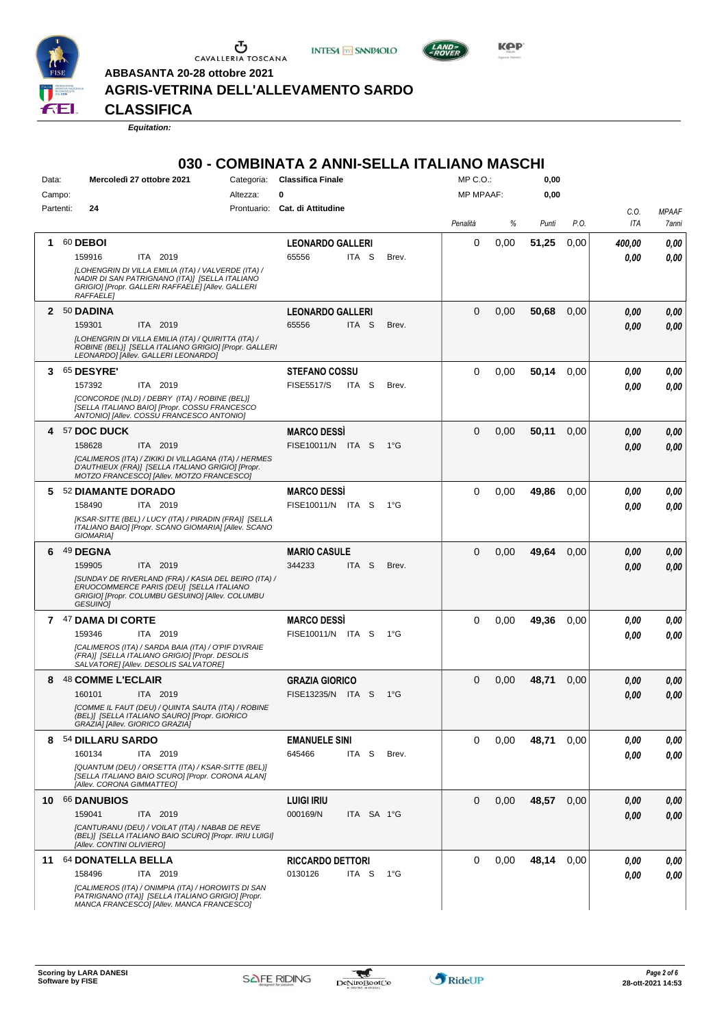ABBASANTA 20-28 ottobre 2021

# AGRIS-VETRINA DELL'ALLEVAMENTO SARDO

## CLASSIFICA

*Equitation:*

## 030 - COMBINATA 2 ANNI-SELLA ITALIANO MASCHI

Data: Mercoledì 27 ottobre 2021 — Categoria: Classifica Finale — MP C.O.: 0,00

Campo: — Altezza: 0 — MP MPAAF: 0,00

Partenti: 24 — Prontuario: Cat. di Attitudine

| Pos. | Cavallo | Cavaliere | Penalità | % | Punti | P.O. | C.O. ITA | MPAAF 7anni |
|---|---|---|---|---|---|---|---|---|
| 1 | 60 **DEBOI** 159916 ITA 2019 *[LOHENGRIN DI VILLA EMILIA (ITA) / VALVERDE (ITA) / NADIR DI SAN PATRIGNANO (ITA)] [SELLA ITALIANO GRIGIO] [Propr. GALLERI RAFFAELE] [Allev. GALLERI RAFFAELE]* | **LEONARDO GALLERI** 65556 ITA S Brev. | 0 | 0,00 | **51,25** | 0,00 | 400,00 / 0,00 | 0,00 / 0,00 |
| 2 | 50 **DADINA** 159301 ITA 2019 *[LOHENGRIN DI VILLA EMILIA (ITA) / QUIRITTA (ITA) / ROBINE (BEL)] [SELLA ITALIANO GRIGIO] [Propr. GALLERI LEONARDO] [Allev. GALLERI LEONARDO]* | **LEONARDO GALLERI** 65556 ITA S Brev. | 0 | 0,00 | **50,68** | 0,00 | 0,00 / 0,00 | 0,00 / 0,00 |
| 3 | 65 **DESYRE'** 157392 ITA 2019 *[CONCORDE (NLD) / DEBRY (ITA) / ROBINE (BEL)] [SELLA ITALIANO BAIO] [Propr. COSSU FRANCESCO ANTONIO] [Allev. COSSU FRANCESCO ANTONIO]* | **STEFANO COSSU** FISE5517/S ITA S Brev. | 0 | 0,00 | **50,14** | 0,00 | 0,00 / 0,00 | 0,00 / 0,00 |
| 4 | 57 **DOC DUCK** 158628 ITA 2019 *[CALIMEROS (ITA) / ZIKIKI DI VILLAGANA (ITA) / HERMES D'AUTHIEUX (FRA)] [SELLA ITALIANO GRIGIO] [Propr. MOTZO FRANCESCO] [Allev. MOTZO FRANCESCO]* | **MARCO DESSÌ** FISE10011/N ITA S 1°G | 0 | 0,00 | **50,11** | 0,00 | 0,00 / 0,00 | 0,00 / 0,00 |
| 5 | 52 **DIAMANTE DORADO** 158490 ITA 2019 *[KSAR-SITTE (BEL) / LUCY (ITA) / PIRADIN (FRA)] [SELLA ITALIANO BAIO] [Propr. SCANO GIOMARIA] [Allev. SCANO GIOMARIA]* | **MARCO DESSÌ** FISE10011/N ITA S 1°G | 0 | 0,00 | **49,86** | 0,00 | 0,00 / 0,00 | 0,00 / 0,00 |
| 6 | 49 **DEGNA** 159905 ITA 2019 *[SUNDAY DE RIVERLAND (FRA) / KASIA DEL BEIRO (ITA) / ERUOCOMMERCE PARIS (DEU)] [SELLA ITALIANO GRIGIO] [Propr. COLUMBU GESUINO] [Allev. COLUMBU GESUINO]* | **MARIO CASULE** 344233 ITA S Brev. | 0 | 0,00 | **49,64** | 0,00 | 0,00 / 0,00 | 0,00 / 0,00 |
| 7 | 47 **DAMA DI CORTE** 159346 ITA 2019 *[CALIMEROS (ITA) / SARDA BAIA (ITA) / O'PIF D'IVRAIE (FRA)] [SELLA ITALIANO GRIGIO] [Propr. DESOLIS SALVATORE] [Allev. DESOLIS SALVATORE]* | **MARCO DESSÌ** FISE10011/N ITA S 1°G | 0 | 0,00 | **49,36** | 0,00 | 0,00 / 0,00 | 0,00 / 0,00 |
| 8 | 48 **COMME L'ECLAIR** 160101 ITA 2019 *[COMME IL FAUT (DEU) / QUINTA SAUTA (ITA) / ROBINE (BEL)] [SELLA ITALIANO SAURO] [Propr. GIORICO GRAZIA] [Allev. GIORICO GRAZIA]* | **GRAZIA GIORICO** FISE13235/N ITA S 1°G | 0 | 0,00 | **48,71** | 0,00 | 0,00 / 0,00 | 0,00 / 0,00 |
| 8 | 54 **DILLARU SARDO** 160134 ITA 2019 *[QUANTUM (DEU) / ORSETTA (ITA) / KSAR-SITTE (BEL)] [SELLA ITALIANO BAIO SCURO] [Propr. CORONA ALAN] [Allev. CORONA GIMMATTEO]* | **EMANUELE SINI** 645466 ITA S Brev. | 0 | 0,00 | **48,71** | 0,00 | 0,00 / 0,00 | 0,00 / 0,00 |
| 10 | 66 **DANUBIOS** 159041 ITA 2019 *[CANTURANU (DEU) / VOILAT (ITA) / NABAB DE REVE (BEL)] [SELLA ITALIANO BAIO SCURO] [Propr. IRIU LUIGI] [Allev. CONTINI OLIVIERO]* | **LUIGI IRIU** 000169/N ITA SA 1°G | 0 | 0,00 | **48,57** | 0,00 | 0,00 / 0,00 | 0,00 / 0,00 |
| 11 | 64 **DONATELLA BELLA** 158496 ITA 2019 *[CALIMEROS (ITA) / ONIMPIA (ITA) / HOROWITS DI SAN PATRIGNANO (ITA)] [SELLA ITALIANO GRIGIO] [Propr. MANCA FRANCESCO] [Allev. MANCA FRANCESCO]* | **RICCARDO DETTORI** 0130126 ITA S 1°G | 0 | 0,00 | **48,14** | 0,00 | 0,00 / 0,00 | 0,00 / 0,00 |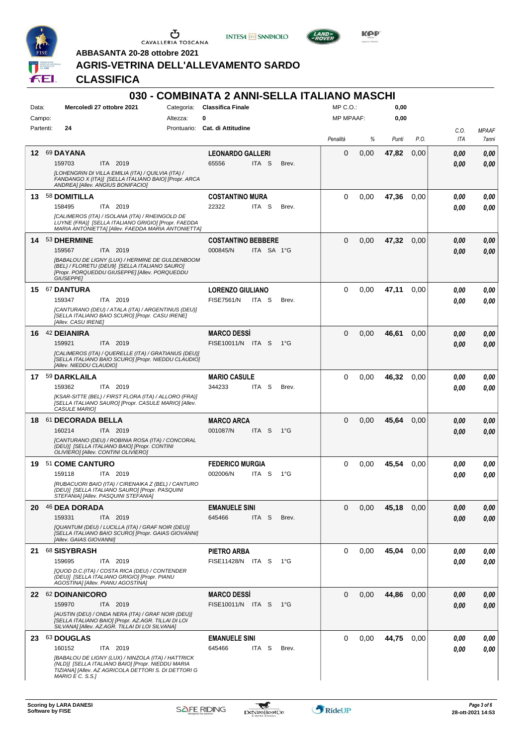ABBASANTA 20-28 ottobre 2021

**AGRIS-VETRINA DELL'ALLEVAMENTO SARDO**

**CLASSIFICA**

# 030 - COMBINATA 2 ANNI-SELLA ITALIANO MASCHI

Data: Mercoledì 27 ottobre 2021 — Categoria: Classifica Finale — MP C.O.: 0,00

Campo: — Altezza: 0 — MP MPAAF: 0,00

Partenti: 24 — Prontuario: Cat. di Attitudine

| | Cavallo | Cavaliere | Penalità | % | Punti | P.O. | C.O. ITA | MPAAF 7anni |
|---|---|---|---|---|---|---|---|---|
| 12 | 69 **DAYANA** 159703 ITA 2019 *[LOHENGRIN DI VILLA EMILIA (ITA) / QUILVIA (ITA) / FANDANGO X (ITA)] [SELLA ITALIANO BAIO] [Propr. ARCA ANDREA] [Allev. ANGIUS BONIFACIO]* | **LEONARDO GALLERI** 65556 ITA S Brev. | 0 | 0,00 | 47,82 | 0,00 | 0,00 / 0,00 | 0,00 / 0,00 |
| 13 | 58 **DOMITILLA** 158495 ITA 2019 *[CALIMEROS (ITA) / ISOLANA (ITA) / RHEINGOLD DE LUYNE (FRA)] [SELLA ITALIANO GRIGIO] [Propr. FAEDDA MARIA ANTONIETTA] [Allev. FAEDDA MARIA ANTONIETTA]* | **COSTANTINO MURA** 22322 ITA S Brev. | 0 | 0,00 | 47,36 | 0,00 | 0,00 / 0,00 | 0,00 / 0,00 |
| 14 | 53 **DHERMINE** 159567 ITA 2019 *[BABALOU DE LIGNY (LUX) / HERMINE DE GULDENBOOM (BEL) / FLORETU (DEU9] [SELLA ITALIANO SAURO] [Propr. PORQUEDDU GIUSEPPE] [Allev. PORQUEDDU GIUSEPPE]* | **COSTANTINO BEBBERE** 000845/N ITA SA 1°G | 0 | 0,00 | 47,32 | 0,00 | 0,00 / 0,00 | 0,00 / 0,00 |
| 15 | 67 **DANTURA** 159347 ITA 2019 *[CANTURANO (DEU) / ATALA (ITA) / ARGENTINUS (DEU)] [SELLA ITALIANO BAIO SCURO] [Propr. CASU IRENE] [Allev. CASU IRENE]* | **LORENZO GIULIANO** FISE7561/N ITA S Brev. | 0 | 0,00 | 47,11 | 0,00 | 0,00 / 0,00 | 0,00 / 0,00 |
| 16 | 42 **DEIANIRA** 159921 ITA 2019 *[CALIMEROS (ITA) / QUERELLE (ITA) / GRATIANUS (DEU)] [SELLA ITALIANO BAIO SCURO] [Propr. NIEDDU CLAUDIO] [Allev. NIEDDU CLAUDIO]* | **MARCO DESSÌ** FISE10011/N ITA S 1°G | 0 | 0,00 | 46,61 | 0,00 | 0,00 / 0,00 | 0,00 / 0,00 |
| 17 | 59 **DARKLAILA** 159362 ITA 2019 *[KSAR-SITTE (BEL) / FIRST FLORA (ITA) / ALLORO (FRA)] [SELLA ITALIANO SAURO] [Propr. CASULE MARIO] [Allev. CASULE MARIO]* | **MARIO CASULE** 344233 ITA S Brev. | 0 | 0,00 | 46,32 | 0,00 | 0,00 / 0,00 | 0,00 / 0,00 |
| 18 | 61 **DECORADA BELLA** 160214 ITA 2019 *[CANTURANO (DEU) / ROBINIA ROSA (ITA) / CONCORAL (DEU)] [SELLA ITALIANO BAIO] [Propr. CONTINI OLIVIERO] [Allev. CONTINI OLIVIERO]* | **MARCO ARCA** 001087/N ITA S 1°G | 0 | 0,00 | 45,64 | 0,00 | 0,00 / 0,00 | 0,00 / 0,00 |
| 19 | 51 **COME CANTURO** 159118 ITA 2019 *[RUBACUORI BAIO (ITA) / CIRENAIKA Z (BEL) / CANTURO (DEU)] [SELLA ITALIANO SAURO] [Propr. PASQUINI STEFANIA] [Allev. PASQUINI STEFANIA]* | **FEDERICO MURGIA** 002006/N ITA S 1°G | 0 | 0,00 | 45,54 | 0,00 | 0,00 / 0,00 | 0,00 / 0,00 |
| 20 | 46 **DEA DORADA** 159331 ITA 2019 *[QUANTUM (DEU) / LUCILLA (ITA) / GRAF NOIR (DEU)] [SELLA ITALIANO BAIO SCURO] [Propr. GAIAS GIOVANNI] [Allev. GAIAS GIOVANNI]* | **EMANUELE SINI** 645466 ITA S Brev. | 0 | 0,00 | 45,18 | 0,00 | 0,00 / 0,00 | 0,00 / 0,00 |
| 21 | 68 **SISYBRASH** 159695 ITA 2019 *[QUOD D.C.(ITA) / COSTA RICA (DEU) / CONTENDER (DEU)] [SELLA ITALIANO GRIGIO] [Propr. PIANU AGOSTINA] [Allev. PIANU AGOSTINA]* | **PIETRO ARBA** FISE11428/N ITA S 1°G | 0 | 0,00 | 45,04 | 0,00 | 0,00 / 0,00 | 0,00 / 0,00 |
| 22 | 62 **DOINANICORO** 159970 ITA 2019 *[AUSTIN (DEU) / ONDA NERA (ITA) / GRAF NOIR (DEU)] [SELLA ITALIANO BAIO] [Propr. AZ.AGR. TILLAI DI LOI SILVANA] [Allev. AZ.AGR. TILLAI DI LOI SILVANA]* | **MARCO DESSÌ** FISE10011/N ITA S 1°G | 0 | 0,00 | 44,86 | 0,00 | 0,00 / 0,00 | 0,00 / 0,00 |
| 23 | 63 **DOUGLAS** 160152 ITA 2019 *[BABALOU DE LIGNY (LUX) / NINZOLA (ITA) / HATTRICK (NLD)] [SELLA ITALIANO BAIO] [Propr. NIEDDU MARIA TIZIANA] [Allev. AZ AGRICOLA DETTORI S. DI DETTORI G MARIO E C. S.S.]* | **EMANUELE SINI** 645466 ITA S Brev. | 0 | 0,00 | 44,75 | 0,00 | 0,00 / 0,00 | 0,00 / 0,00 |

Scoring by LARA DANESI
Software by FISE

28-ott-2021 14:53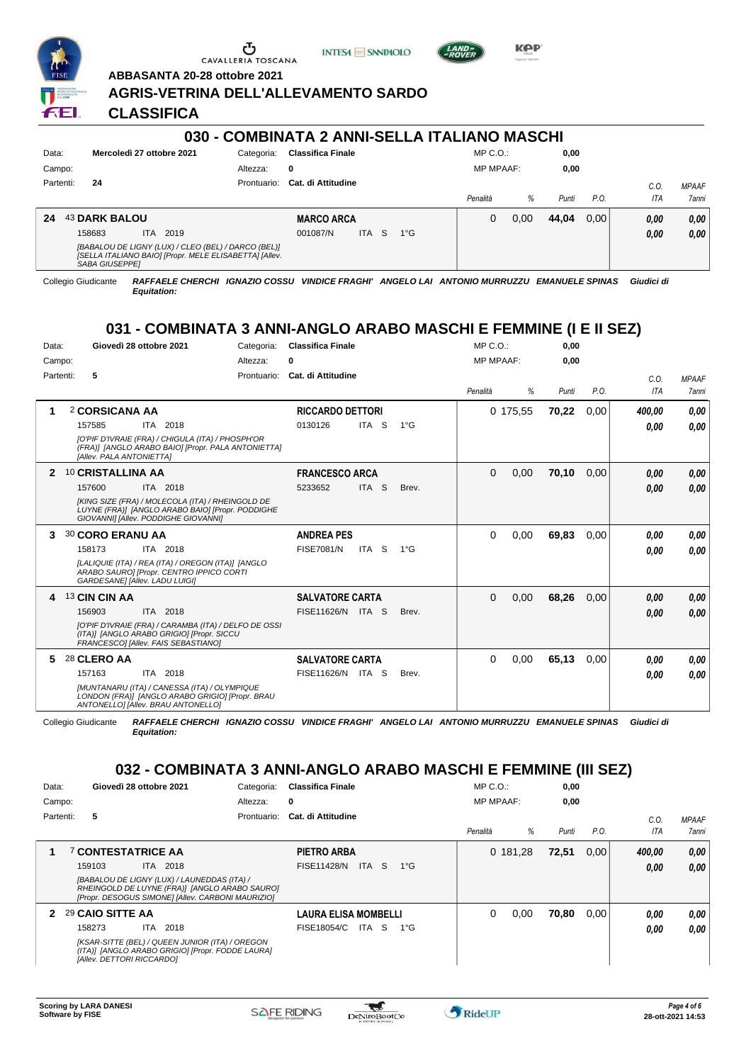ABBASANTA 20-28 ottobre 2021

## AGRIS-VETRINA DELL'ALLEVAMENTO SARDO

## CLASSIFICA

### 030 - COMBINATA 2 ANNI-SELLA ITALIANO MASCHI

Data: **Mercoledì 27 ottobre 2021** Categoria: **Classifica Finale** MP C.O.: **0,00**
Campo: Altezza: **0** MP MPAAF: **0,00**
Partenti: **24** Prontuario: **Cat. di Attitudine**

| | Cavallo | Cavaliere | Penalità | % | Punti | P.O. | C.O. ITA | MPAAF 7anni |
|---|---|---|---|---|---|---|---|---|
| **24** | 43 **DARK BALOU** 158683 ITA 2019 *[BABALOU DE LIGNY (LUX) / CLEO (BEL) / DARCO (BEL)] [SELLA ITALIANO BAIO] [Propr. MELE ELISABETTA] [Allev. SABA GIUSEPPE]* | **MARCO ARCA** 001087/N ITA S 1°G | 0 | 0,00 | **44,04** | 0,00 | ***0,00*** / ***0,00*** | ***0,00*** / ***0,00*** |

Collegio Giudicante ***RAFFAELE CHERCHI IGNAZIO COSSU VINDICE FRAGHI' ANGELO LAI ANTONIO MURRUZZU EMANUELE SPINAS Giudici di Equitation:***

### 031 - COMBINATA 3 ANNI-ANGLO ARABO MASCHI E FEMMINE (I E II SEZ)

Data: **Giovedì 28 ottobre 2021** Categoria: **Classifica Finale** MP C.O.: **0,00**
Campo: Altezza: **0** MP MPAAF: **0,00**
Partenti: **5** Prontuario: **Cat. di Attitudine**

| | Cavallo | Cavaliere | Penalità | % | Punti | P.O. | C.O. ITA | MPAAF 7anni |
|---|---|---|---|---|---|---|---|---|
| **1** | 2 **CORSICANA AA** 157585 ITA 2018 *[O'PIF D'IVRAIE (FRA) / CHIGULA (ITA) / PHOSPH'OR (FRA)] [ANGLO ARABO BAIO] [Propr. PALA ANTONIETTA] [Allev. PALA ANTONIETTA]* | **RICCARDO DETTORI** 0130126 ITA S 1°G | 0 | 175,55 | **70,22** | 0,00 | ***400,00*** / ***0,00*** | ***0,00*** / ***0,00*** |
| **2** | 10 **CRISTALLINA AA** 157600 ITA 2018 *[KING SIZE (FRA) / MOLECOLA (ITA) / RHEINGOLD DE LUYNE (FRA)] [ANGLO ARABO BAIO] [Propr. PODDIGHE GIOVANNI] [Allev. PODDIGHE GIOVANNI]* | **FRANCESCO ARCA** 5233652 ITA S Brev. | 0 | 0,00 | **70,10** | 0,00 | ***0,00*** / ***0,00*** | ***0,00*** / ***0,00*** |
| **3** | 30 **CORO ERANU AA** 158173 ITA 2018 *[LALIQUIE (ITA) / REA (ITA) / OREGON (ITA)] [ANGLO ARABO SAURO] [Propr. CENTRO IPPICO CORTI GARDESANE] [Allev. LADU LUIGI]* | **ANDREA PES** FISE7081/N ITA S 1°G | 0 | 0,00 | **69,83** | 0,00 | ***0,00*** / ***0,00*** | ***0,00*** / ***0,00*** |
| **4** | 13 **CIN CIN AA** 156903 ITA 2018 *[O'PIF D'IVRAIE (FRA) / CARAMBA (ITA) / DELFO DE OSSI (ITA)] [ANGLO ARABO GRIGIO] [Propr. SICCU FRANCESCO] [Allev. FAIS SEBASTIANO]* | **SALVATORE CARTA** FISE11626/N ITA S Brev. | 0 | 0,00 | **68,26** | 0,00 | ***0,00*** / ***0,00*** | ***0,00*** / ***0,00*** |
| **5** | 28 **CLERO AA** 157163 ITA 2018 *[MUNTANARU (ITA) / CANESSA (ITA) / OLYMPIQUE LONDON (FRA)] [ANGLO ARABO GRIGIO] [Propr. BRAU ANTONELLO] [Allev. BRAU ANTONELLO]* | **SALVATORE CARTA** FISE11626/N ITA S Brev. | 0 | 0,00 | **65,13** | 0,00 | ***0,00*** / ***0,00*** | ***0,00*** / ***0,00*** |

Collegio Giudicante ***RAFFAELE CHERCHI IGNAZIO COSSU VINDICE FRAGHI' ANGELO LAI ANTONIO MURRUZZU EMANUELE SPINAS Giudici di Equitation:***

### 032 - COMBINATA 3 ANNI-ANGLO ARABO MASCHI E FEMMINE (III SEZ)

Data: **Giovedì 28 ottobre 2021** Categoria: **Classifica Finale** MP C.O.: **0,00**
Campo: Altezza: **0** MP MPAAF: **0,00**
Partenti: **5** Prontuario: **Cat. di Attitudine**

| | Cavallo | Cavaliere | Penalità | % | Punti | P.O. | C.O. ITA | MPAAF 7anni |
|---|---|---|---|---|---|---|---|---|
| **1** | 7 **CONTESTATRICE AA** 159103 ITA 2018 *[BABALOU DE LIGNY (LUX) / LAUNEDDAS (ITA) / RHEINGOLD DE LUYNE (FRA)] [ANGLO ARABO SAURO] [Propr. DESOGUS SIMONE] [Allev. CARBONI MAURIZIO]* | **PIETRO ARBA** FISE11428/N ITA S 1°G | 0 | 181,28 | **72,51** | 0,00 | ***400,00*** / ***0,00*** | ***0,00*** / ***0,00*** |
| **2** | 29 **CAIO SITTE AA** 158273 ITA 2018 *[KSAR-SITTE (BEL) / QUEEN JUNIOR (ITA) / OREGON (ITA)] [ANGLO ARABO GRIGIO] [Propr. FODDE LAURA] [Allev. DETTORI RICCARDO]* | **LAURA ELISA MOMBELLI** FISE18054/C ITA S 1°G | 0 | 0,00 | **70,80** | 0,00 | ***0,00*** / ***0,00*** | ***0,00*** / ***0,00*** |

Scoring by LARA DANESI
Software by FISE

28-ott-2021 14:53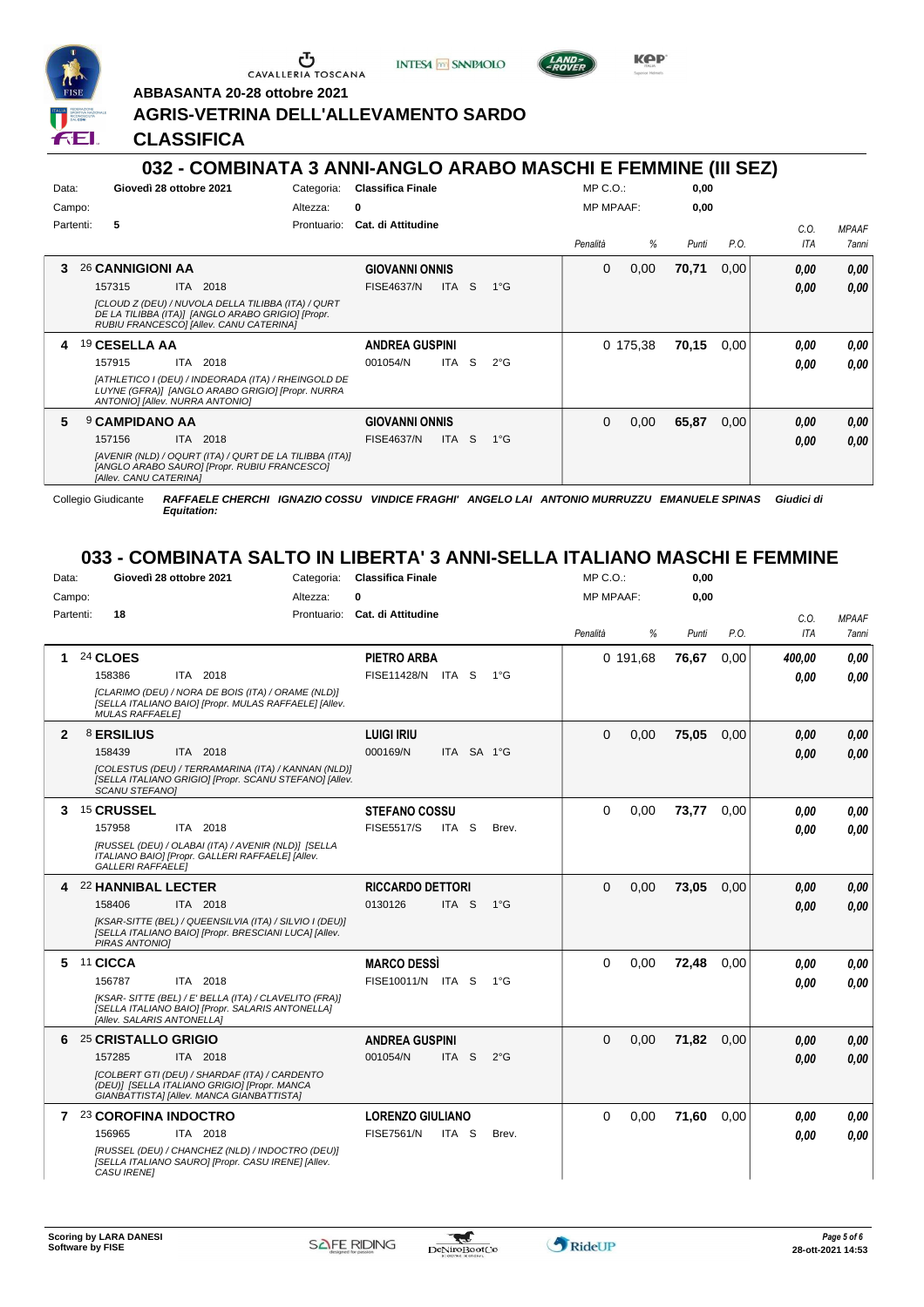ABBASANTA 20-28 ottobre 2021

**AGRIS-VETRINA DELL'ALLEVAMENTO SARDO**

**CLASSIFICA**

## 032 - COMBINATA 3 ANNI-ANGLO ARABO MASCHI E FEMMINE (III SEZ)

Data: Giovedì 28 ottobre 2021 — Categoria: Classifica Finale — MP C.O.: 0,00
Campo: — Altezza: 0 — MP MPAAF: 0,00
Partenti: 5 — Prontuario: Cat. di Attitudine

| | Cavallo | Cavaliere | Penalità | % | Punti | P.O. | C.O. ITA | MPAAF 7anni |
|---|---|---|---|---|---|---|---|---|
| 3 | 26 **CANNIGIONI AA** 157315 ITA 2018 *[CLOUD Z (DEU) / NUVOLA DELLA TILIBBA (ITA) / QURT DE LA TILIBBA (ITA)] [ANGLO ARABO GRIGIO] [Propr. RUBIU FRANCESCO] [Allev. CANU CATERINA]* | **GIOVANNI ONNIS** FISE4637/N ITA S 1°G | 0 | 0,00 | 70,71 | 0,00 | 0,00 / 0,00 | 0,00 / 0,00 |
| 4 | 19 **CESELLA AA** 157915 ITA 2018 *[ATHLETICO I (DEU) / INDEORADA (ITA) / RHEINGOLD DE LUYNE (GFRA)] [ANGLO ARABO GRIGIO] [Propr. NURRA ANTONIO] [Allev. NURRA ANTONIO]* | **ANDREA GUSPINI** 001054/N ITA S 2°G | 0 | 175,38 | 70,15 | 0,00 | 0,00 / 0,00 | 0,00 / 0,00 |
| 5 | 9 **CAMPIDANO AA** 157156 ITA 2018 *[AVENIR (NLD) / OQURT (ITA) / QURT DE LA TILIBBA (ITA)] [ANGLO ARABO SAURO] [Propr. RUBIU FRANCESCO] [Allev. CANU CATERINA]* | **GIOVANNI ONNIS** FISE4637/N ITA S 1°G | 0 | 0,00 | 65,87 | 0,00 | 0,00 / 0,00 | 0,00 / 0,00 |

Collegio Giudicante *RAFFAELE CHERCHI IGNAZIO COSSU VINDICE FRAGHI' ANGELO LAI ANTONIO MURRUZZU EMANUELE SPINAS Giudici di Equitation:*

## 033 - COMBINATA SALTO IN LIBERTA' 3 ANNI-SELLA ITALIANO MASCHI E FEMMINE

Data: Giovedì 28 ottobre 2021 — Categoria: Classifica Finale — MP C.O.: 0,00
Campo: — Altezza: 0 — MP MPAAF: 0,00
Partenti: 18 — Prontuario: Cat. di Attitudine

| | Cavallo | Cavaliere | Penalità | % | Punti | P.O. | C.O. ITA | MPAAF 7anni |
|---|---|---|---|---|---|---|---|---|
| 1 | 24 **CLOES** 158386 ITA 2018 *[CLARIMO (DEU) / NORA DE BOIS (ITA) / ORAME (NLD)] [SELLA ITALIANO BAIO] [Propr. MULAS RAFFAELE] [Allev. MULAS RAFFAELE]* | **PIETRO ARBA** FISE11428/N ITA S 1°G | 0 | 191,68 | 76,67 | 0,00 | 400,00 / 0,00 | 0,00 / 0,00 |
| 2 | 8 **ERSILIUS** 158439 ITA 2018 *[COLESTUS (DEU) / TERRAMARINA (ITA) / KANNAN (NLD)] [SELLA ITALIANO GRIGIO] [Propr. SCANU STEFANO] [Allev. SCANU STEFANO]* | **LUIGI IRIU** 000169/N ITA SA 1°G | 0 | 0,00 | 75,05 | 0,00 | 0,00 / 0,00 | 0,00 / 0,00 |
| 3 | 15 **CRUSSEL** 157958 ITA 2018 *[RUSSEL (DEU) / OLABAI (ITA) / AVENIR (NLD)] [SELLA ITALIANO BAIO] [Propr. GALLERI RAFFAELE] [Allev. GALLERI RAFFAELE]* | **STEFANO COSSU** FISE5517/S ITA S Brev. | 0 | 0,00 | 73,77 | 0,00 | 0,00 / 0,00 | 0,00 / 0,00 |
| 4 | 22 **HANNIBAL LECTER** 158406 ITA 2018 *[KSAR-SITTE (BEL) / QUEENSILVIA (ITA) / SILVIO I (DEU)] [SELLA ITALIANO BAIO] [Propr. BRESCIANI LUCA] [Allev. PIRAS ANTONIO]* | **RICCARDO DETTORI** 0130126 ITA S 1°G | 0 | 0,00 | 73,05 | 0,00 | 0,00 / 0,00 | 0,00 / 0,00 |
| 5 | 11 **CICCA** 156787 ITA 2018 *[KSAR- SITTE (BEL) / E' BELLA (ITA) / CLAVELITO (FRA)] [SELLA ITALIANO BAIO] [Propr. SALARIS ANTONELLA] [Allev. SALARIS ANTONELLA]* | **MARCO DESSÌ** FISE10011/N ITA S 1°G | 0 | 0,00 | 72,48 | 0,00 | 0,00 / 0,00 | 0,00 / 0,00 |
| 6 | 25 **CRISTALLO GRIGIO** 157285 ITA 2018 *[COLBERT GTI (DEU) / SHARDAF (ITA) / CARDENTO (DEU)] [SELLA ITALIANO GRIGIO] [Propr. MANCA GIANBATTISTA] [Allev. MANCA GIANBATTISTA]* | **ANDREA GUSPINI** 001054/N ITA S 2°G | 0 | 0,00 | 71,82 | 0,00 | 0,00 / 0,00 | 0,00 / 0,00 |
| 7 | 23 **COROFINA INDOCTRO** 156965 ITA 2018 *[RUSSEL (DEU) / CHANCHEZ (NLD) / INDOCTRO (DEU)] [SELLA ITALIANO SAURO] [Propr. CASU IRENE] [Allev. CASU IRENE]* | **LORENZO GIULIANO** FISE7561/N ITA S Brev. | 0 | 0,00 | 71,60 | 0,00 | 0,00 / 0,00 | 0,00 / 0,00 |

Scoring by LARA DANESI
Software by FISE

28-ott-2021 14:53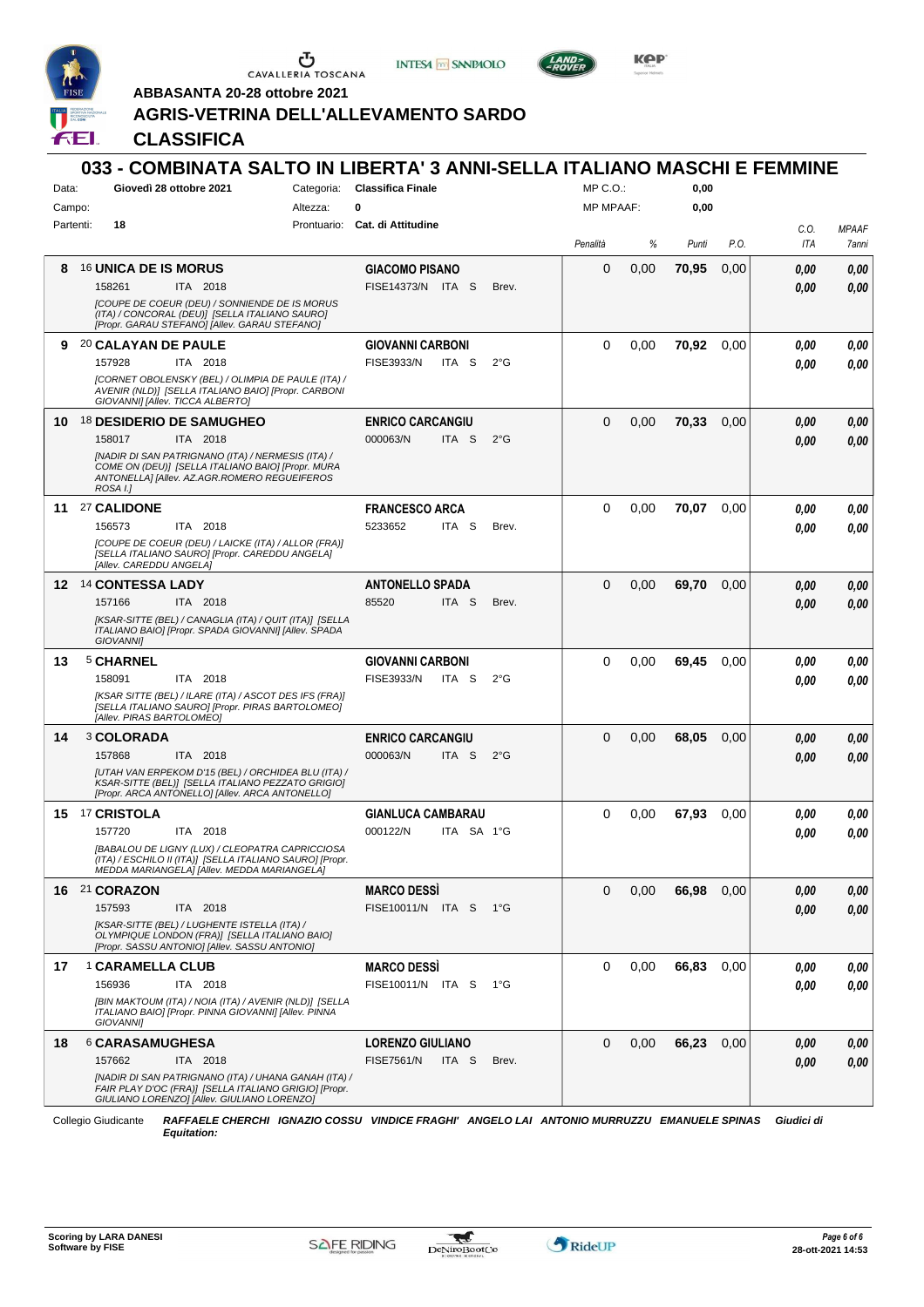ABBASANTA 20-28 ottobre 2021

## AGRIS-VETRINA DELL'ALLEVAMENTO SARDO

## CLASSIFICA

# 033 - COMBINATA SALTO IN LIBERTA' 3 ANNI-SELLA ITALIANO MASCHI E FEMMINE

Data: **Giovedì 28 ottobre 2021** Categoria: **Classifica Finale** MP C.O.: **0,00**
Campo: Altezza: **0** MP MPAAF: **0,00**
Partenti: **18** Prontuario: **Cat. di Attitudine**

| | | | Penalità | % | Punti | P.O. | C.O. ITA | MPAAF 7anni |
|---|---|---|---|---|---|---|---|---|
| **8** | 16 **UNICA DE IS MORUS** 158261 ITA 2018 *[COUPE DE COEUR (DEU) / SONNIENDE DE IS MORUS (ITA) / CONCORAL (DEU)] [SELLA ITALIANO SAURO] [Propr. GARAU STEFANO] [Allev. GARAU STEFANO]* | **GIACOMO PISANO** FISE14373/N ITA S Brev. | 0 | 0,00 | **70,95** | 0,00 | *0,00* *0,00* | *0,00* *0,00* |
| **9** | 20 **CALAYAN DE PAULE** 157928 ITA 2018 *[CORNET OBOLENSKY (BEL) / OLIMPIA DE PAULE (ITA) / AVENIR (NLD)] [SELLA ITALIANO BAIO] [Propr. CARBONI GIOVANNI] [Allev. TICCA ALBERTO]* | **GIOVANNI CARBONI** FISE3933/N ITA S 2°G | 0 | 0,00 | **70,92** | 0,00 | *0,00* *0,00* | *0,00* *0,00* |
| **10** | 18 **DESIDERIO DE SAMUGHEO** 158017 ITA 2018 *[NADIR DI SAN PATRIGNANO (ITA) / NERMESIS (ITA) / COME ON (DEU)] [SELLA ITALIANO BAIO] [Propr. MURA ANTONELLA] [Allev. AZ.AGR.ROMERO REGUEIFEROS ROSA I.]* | **ENRICO CARCANGIU** 000063/N ITA S 2°G | 0 | 0,00 | **70,33** | 0,00 | *0,00* *0,00* | *0,00* *0,00* |
| **11** | 27 **CALIDONE** 156573 ITA 2018 *[COUPE DE COEUR (DEU) / LAICKE (ITA) / ALLOR (FRA)] [SELLA ITALIANO SAURO] [Propr. CAREDDU ANGELA] [Allev. CAREDDU ANGELA]* | **FRANCESCO ARCA** 5233652 ITA S Brev. | 0 | 0,00 | **70,07** | 0,00 | *0,00* *0,00* | *0,00* *0,00* |
| **12** | 14 **CONTESSA LADY** 157166 ITA 2018 *[KSAR-SITTE (BEL) / CANAGLIA (ITA) / QUIT (ITA)] [SELLA ITALIANO BAIO] [Propr. SPADA GIOVANNI] [Allev. SPADA GIOVANNI]* | **ANTONELLO SPADA** 85520 ITA S Brev. | 0 | 0,00 | **69,70** | 0,00 | *0,00* *0,00* | *0,00* *0,00* |
| **13** | 5 **CHARNEL** 158091 ITA 2018 *[KSAR SITTE (BEL) / ILARE (ITA) / ASCOT DES IFS (FRA)] [SELLA ITALIANO SAURO] [Propr. PIRAS BARTOLOMEO] [Allev. PIRAS BARTOLOMEO]* | **GIOVANNI CARBONI** FISE3933/N ITA S 2°G | 0 | 0,00 | **69,45** | 0,00 | *0,00* *0,00* | *0,00* *0,00* |
| **14** | 3 **COLORADA** 157868 ITA 2018 *[UTAH VAN ERPEKOM D'15 (BEL) / ORCHIDEA BLU (ITA) / KSAR-SITTE (BEL)] [SELLA ITALIANO PEZZATO GRIGIO] [Propr. ARCA ANTONELLO] [Allev. ARCA ANTONELLO]* | **ENRICO CARCANGIU** 000063/N ITA S 2°G | 0 | 0,00 | **68,05** | 0,00 | *0,00* *0,00* | *0,00* *0,00* |
| **15** | 17 **CRISTOLA** 157720 ITA 2018 *[BABALOU DE LIGNY (LUX) / CLEOPATRA CAPRICCIOSA (ITA) / ESCHILO II (ITA)] [SELLA ITALIANO SAURO] [Propr. MEDDA MARIANGELA] [Allev. MEDDA MARIANGELA]* | **GIANLUCA CAMBARAU** 000122/N ITA SA 1°G | 0 | 0,00 | **67,93** | 0,00 | *0,00* *0,00* | *0,00* *0,00* |
| **16** | 21 **CORAZON** 157593 ITA 2018 *[KSAR-SITTE (BEL) / LUGHENTE ISTELLA (ITA) / OLYMPIQUE LONDON (FRA)] [SELLA ITALIANO BAIO] [Propr. SASSU ANTONIO] [Allev. SASSU ANTONIO]* | **MARCO DESSÌ** FISE10011/N ITA S 1°G | 0 | 0,00 | **66,98** | 0,00 | *0,00* *0,00* | *0,00* *0,00* |
| **17** | 1 **CARAMELLA CLUB** 156936 ITA 2018 *[BIN MAKTOUM (ITA) / NOIA (ITA) / AVENIR (NLD)] [SELLA ITALIANO BAIO] [Propr. PINNA GIOVANNI] [Allev. PINNA GIOVANNI]* | **MARCO DESSÌ** FISE10011/N ITA S 1°G | 0 | 0,00 | **66,83** | 0,00 | *0,00* *0,00* | *0,00* *0,00* |
| **18** | 6 **CARASAMUGHESA** 157662 ITA 2018 *[NADIR DI SAN PATRIGNANO (ITA) / UHANA GANAH (ITA) / FAIR PLAY D'OC (FRA)] [SELLA ITALIANO GRIGIO] [Propr. GIULIANO LORENZO] [Allev. GIULIANO LORENZO]* | **LORENZO GIULIANO** FISE7561/N ITA S Brev. | 0 | 0,00 | **66,23** | 0,00 | *0,00* *0,00* | *0,00* *0,00* |

Collegio Giudicante ***RAFFAELE CHERCHI IGNAZIO COSSU VINDICE FRAGHI' ANGELO LAI ANTONIO MURRUZZU EMANUELE SPINAS Giudici di Equitation:***

**Scoring by LARA DANESI**
**Software by FISE**

**28-ott-2021 14:53**